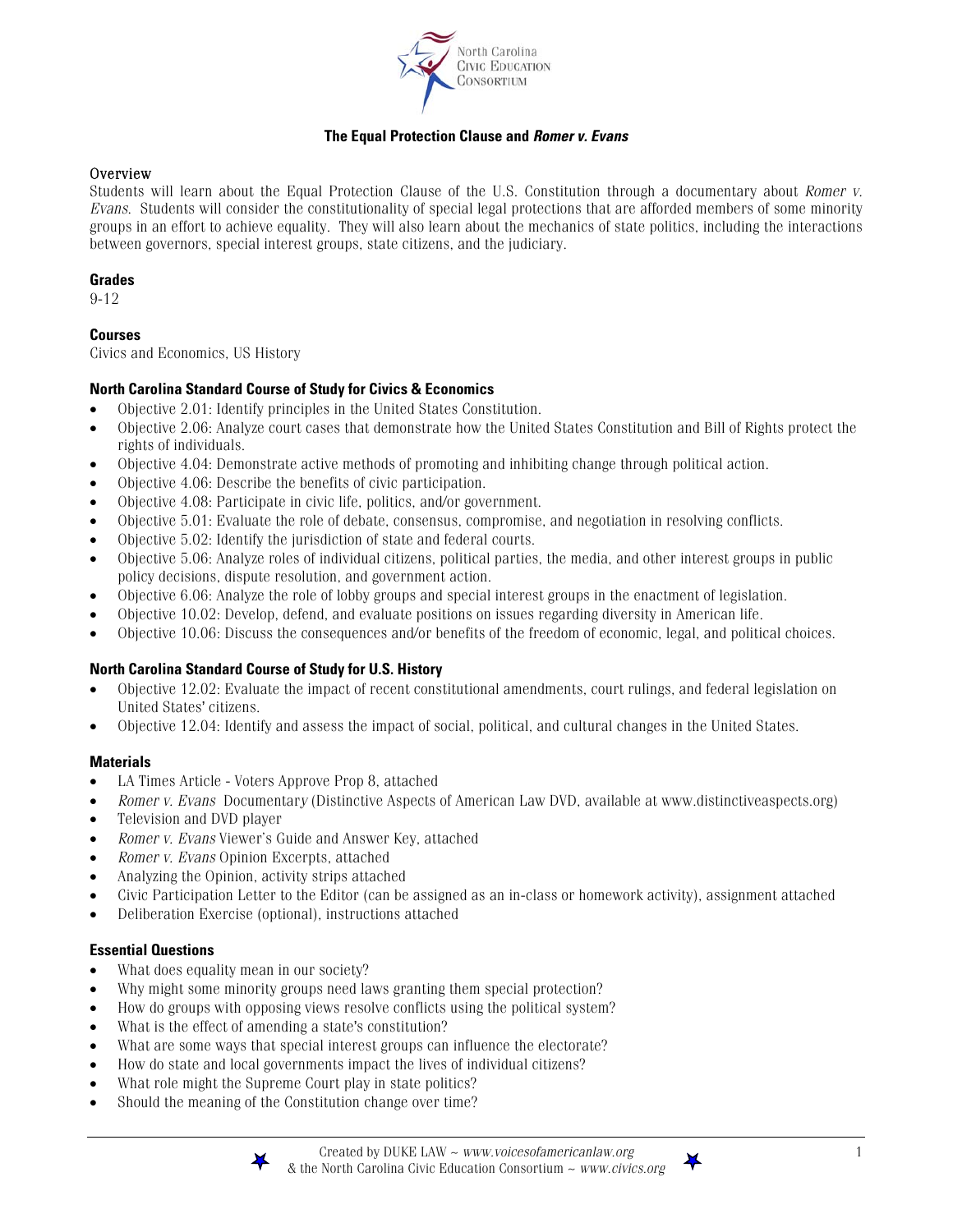# The Equal Protection Clause and *Romer v. Evans*

## Overview

Students will learn about the Equal Protection Clause of the U.S. Constitution through a documentary about *Romer v. Evans*. Students will consider the constitutionality of special legal protections that are afforded members of some minority groups in an effort to achieve equality. They will also learn about the mechanics of state politics, including the interactions between governors, special interest groups, state citizens, and the judiciary.

## Grades

9-12

## Courses

Civics and Economics, US History

## North Carolina Standard Course of Study for Civics & Economics

- Objective 2.01: Identify principles in the United States Constitution.
- Objective 2.06: Analyze court cases that demonstrate how the United States Constitution and Bill of Rights protect the rights of individuals.
- Objective 4.04: Demonstrate active methods of promoting and inhibiting change through political action.
- Objective 4.06: Describe the benefits of civic participation.
- Objective 4.08: Participate in civic life, politics, and/or government.
- Objective 5.01: Evaluate the role of debate, consensus, compromise, and negotiation in resolving conflicts.
- Objective 5.02: Identify the jurisdiction of state and federal courts.
- Objective 5.06: Analyze roles of individual citizens, political parties, the media, and other interest groups in public policy decisions, dispute resolution, and government action.
- Objective 6.06: Analyze the role of lobby groups and special interest groups in the enactment of legislation.
- Objective 10.02: Develop, defend, and evaluate positions on issues regarding diversity in American life.
- Objective 10.06: Discuss the consequences and/or benefits of the freedom of economic, legal, and political choices.

## North Carolina Standard Course of Study for U.S. History

- Objective 12.02: Evaluate the impact of recent constitutional amendments, court rulings, and federal legislation on United States' citizens.
- Objective 12.04: Identify and assess the impact of social, political, and cultural changes in the United States.

## Materials

- LA Times Article - Voters Approve Prop 8, attached
- *Romer v. Evans* Documentary (Distinctive Aspects of American Law DVD, available at www.distinctiveaspects.org)
- Television and DVD player
- *Romer v. Evans* Viewer's Guide and Answer Key, attached
- *Romer v. Evans* Opinion Excerpts, attached
- Analyzing the Opinion, activity strips attached
- Civic Participation Letter to the Editor (can be assigned as an in-class or homework activity), assignment attached
- Deliberation Exercise (optional), instructions attached

## Essential Questions

- What does equality mean in our society?
- Why might some minority groups need laws granting them special protection?
- How do groups with opposing views resolve conflicts using the political system?
- What is the effect of amending a state's constitution?
- What are some ways that special interest groups can influence the electorate?
- How do state and local governments impact the lives of individual citizens?
- What role might the Supreme Court play in state politics?
- Should the meaning of the Constitution change over time?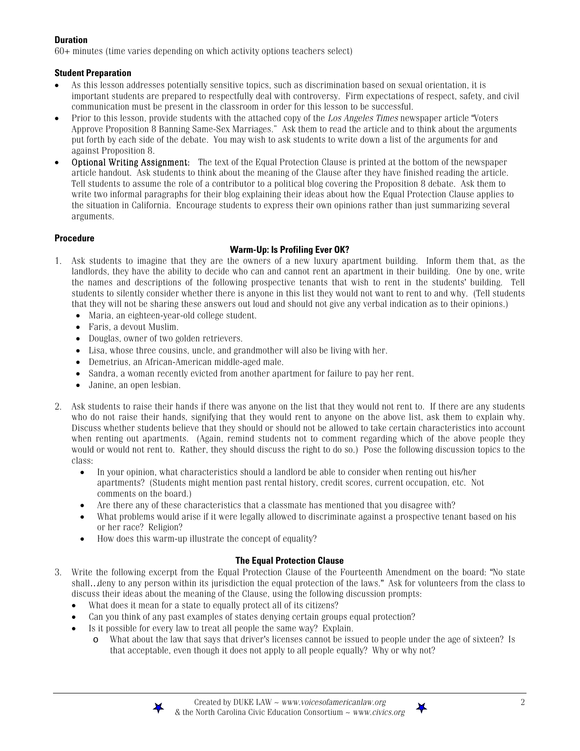**Duration**

60+ minutes (time varies depending on which activity options teachers select)

**Student Preparation**

- As this lesson addresses potentially sensitive topics, such as discrimination based on sexual orientation, it is important students are prepared to respectfully deal with controversy. Firm expectations of respect, safety, and civil communication must be present in the classroom in order for this lesson to be successful.
- Prior to this lesson, provide students with the attached copy of the *Los Angeles Times* newspaper article "Voters Approve Proposition 8 Banning Same-Sex Marriages." Ask them to read the article and to think about the arguments put forth by each side of the debate. You may wish to ask students to write down a list of the arguments for and against Proposition 8.
- Optional Writing Assignment: The text of the Equal Protection Clause is printed at the bottom of the newspaper article handout. Ask students to think about the meaning of the Clause after they have finished reading the article. Tell students to assume the role of a contributor to a political blog covering the Proposition 8 debate. Ask them to write two informal paragraphs for their blog explaining their ideas about how the Equal Protection Clause applies to the situation in California. Encourage students to express their own opinions rather than just summarizing several arguments.

**Procedure**

**Warm-Up: Is Profiling Ever OK?**

1. Ask students to imagine that they are the owners of a new luxury apartment building. Inform them that, as the landlords, they have the ability to decide who can and cannot rent an apartment in their building. One by one, write the names and descriptions of the following prospective tenants that wish to rent in the students' building. Tell students to silently consider whether there is anyone in this list they would not want to rent to and why. (Tell students that they will not be sharing these answers out loud and should not give any verbal indication as to their opinions.)
   - Maria, an eighteen-year-old college student.
   - Faris, a devout Muslim.
   - Douglas, owner of two golden retrievers.
   - Lisa, whose three cousins, uncle, and grandmother will also be living with her.
   - Demetrius, an African-American middle-aged male.
   - Sandra, a woman recently evicted from another apartment for failure to pay her rent.
   - Janine, an open lesbian.

2. Ask students to raise their hands if there was anyone on the list that they would not rent to. If there are any students who do not raise their hands, signifying that they would rent to anyone on the above list, ask them to explain why. Discuss whether students believe that they should or should not be allowed to take certain characteristics into account when renting out apartments. (Again, remind students not to comment regarding which of the above people they would or would not rent to. Rather, they should discuss the right to do so.) Pose the following discussion topics to the class:
   - In your opinion, what characteristics should a landlord be able to consider when renting out his/her apartments? (Students might mention past rental history, credit scores, current occupation, etc. Not comments on the board.)
   - Are there any of these characteristics that a classmate has mentioned that you disagree with?
   - What problems would arise if it were legally allowed to discriminate against a prospective tenant based on his or her race? Religion?
   - How does this warm-up illustrate the concept of equality?

**The Equal Protection Clause**

3. Write the following excerpt from the Equal Protection Clause of the Fourteenth Amendment on the board: "No state shall…deny to any person within its jurisdiction the equal protection of the laws." Ask for volunteers from the class to discuss their ideas about the meaning of the Clause, using the following discussion prompts:
   - What does it mean for a state to equally protect all of its citizens?
   - Can you think of any past examples of states denying certain groups equal protection?
   - Is it possible for every law to treat all people the same way? Explain.
     - What about the law that says that driver's licenses cannot be issued to people under the age of sixteen? Is that acceptable, even though it does not apply to all people equally? Why or why not?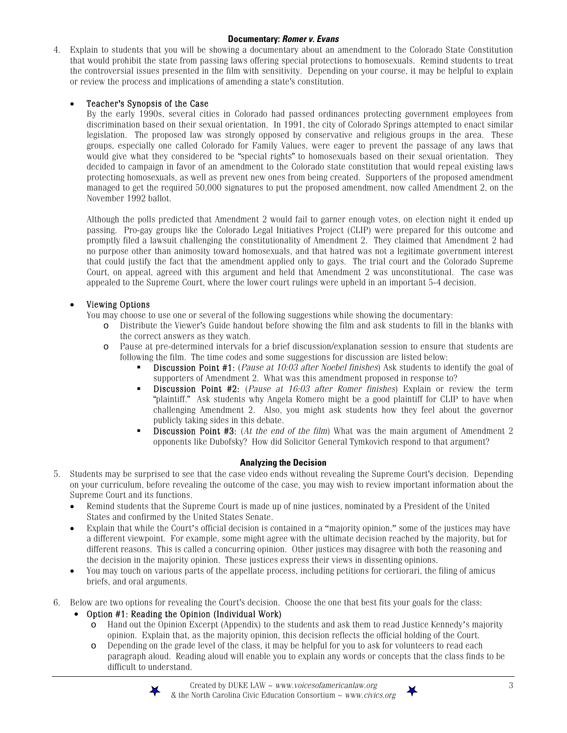### Documentary: *Romer v. Evans*

4. Explain to students that you will be showing a documentary about an amendment to the Colorado State Constitution that would prohibit the state from passing laws offering special protections to homosexuals. Remind students to treat the controversial issues presented in the film with sensitivity. Depending on your course, it may be helpful to explain or review the process and implications of amending a state's constitution.

   - **Teacher's Synopsis of the Case**

     By the early 1990s, several cities in Colorado had passed ordinances protecting government employees from discrimination based on their sexual orientation. In 1991, the city of Colorado Springs attempted to enact similar legislation. The proposed law was strongly opposed by conservative and religious groups in the area. These groups, especially one called Colorado for Family Values, were eager to prevent the passage of any laws that would give what they considered to be "special rights" to homosexuals based on their sexual orientation. They decided to campaign in favor of an amendment to the Colorado state constitution that would repeal existing laws protecting homosexuals, as well as prevent new ones from being created. Supporters of the proposed amendment managed to get the required 50,000 signatures to put the proposed amendment, now called Amendment 2, on the November 1992 ballot.

     Although the polls predicted that Amendment 2 would fail to garner enough votes, on election night it ended up passing. Pro-gay groups like the Colorado Legal Initiatives Project (CLIP) were prepared for this outcome and promptly filed a lawsuit challenging the constitutionality of Amendment 2. They claimed that Amendment 2 had no purpose other than animosity toward homosexuals, and that hatred was not a legitimate government interest that could justify the fact that the amendment applied only to gays. The trial court and the Colorado Supreme Court, on appeal, agreed with this argument and held that Amendment 2 was unconstitutional. The case was appealed to the Supreme Court, where the lower court rulings were upheld in an important 5-4 decision.

   - **Viewing Options**

     You may choose to use one or several of the following suggestions while showing the documentary:
     - Distribute the Viewer's Guide handout before showing the film and ask students to fill in the blanks with the correct answers as they watch.
     - Pause at pre-determined intervals for a brief discussion/explanation session to ensure that students are following the film. The time codes and some suggestions for discussion are listed below:
       - **Discussion Point #1:** (*Pause at 10:03 after Noebel finishes*) Ask students to identify the goal of supporters of Amendment 2. What was this amendment proposed in response to?
       - **Discussion Point #2:** (*Pause at 16:03 after Romer finishes*) Explain or review the term "plaintiff." Ask students why Angela Romero might be a good plaintiff for CLIP to have when challenging Amendment 2. Also, you might ask students how they feel about the governor publicly taking sides in this debate.
       - **Discussion Point #3:** (*At the end of the film*) What was the main argument of Amendment 2 opponents like Dubofsky? How did Solicitor General Tymkovich respond to that argument?

### Analyzing the Decision

5. Students may be surprised to see that the case video ends without revealing the Supreme Court's decision. Depending on your curriculum, before revealing the outcome of the case, you may wish to review important information about the Supreme Court and its functions.
   - Remind students that the Supreme Court is made up of nine justices, nominated by a President of the United States and confirmed by the United States Senate.
   - Explain that while the Court's official decision is contained in a "majority opinion," some of the justices may have a different viewpoint. For example, some might agree with the ultimate decision reached by the majority, but for different reasons. This is called a concurring opinion. Other justices may disagree with both the reasoning and the decision in the majority opinion. These justices express their views in dissenting opinions.
   - You may touch on various parts of the appellate process, including petitions for certiorari, the filing of amicus briefs, and oral arguments.

6. Below are two options for revealing the Court's decision. Choose the one that best fits your goals for the class:
   - **Option #1: Reading the Opinion (Individual Work)**
     - Hand out the Opinion Excerpt (Appendix) to the students and ask them to read Justice Kennedy's majority opinion. Explain that, as the majority opinion, this decision reflects the official holding of the Court.
     - Depending on the grade level of the class, it may be helpful for you to ask for volunteers to read each paragraph aloud. Reading aloud will enable you to explain any words or concepts that the class finds to be difficult to understand.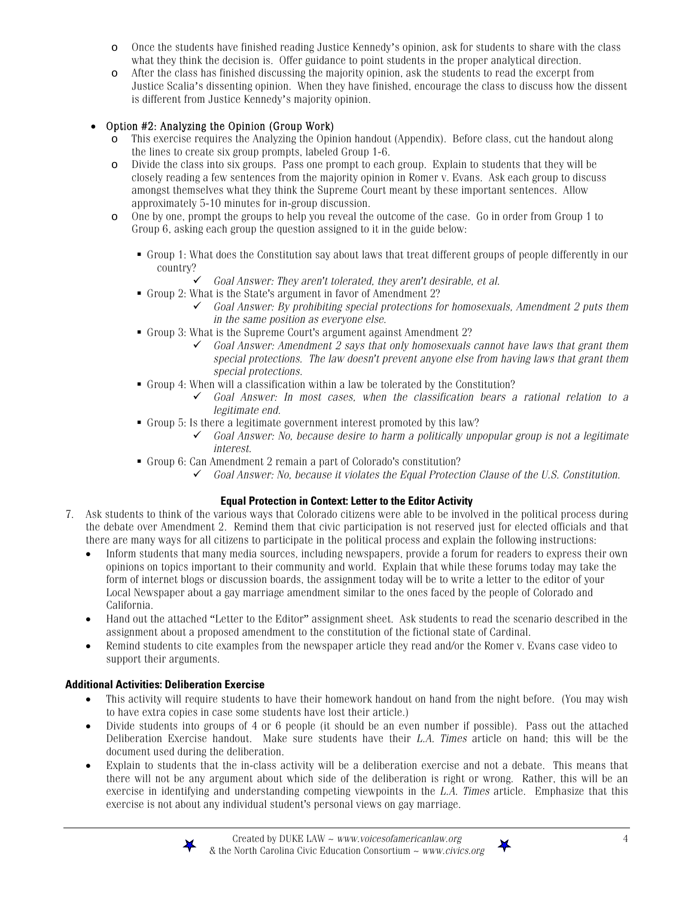- Once the students have finished reading Justice Kennedy's opinion, ask for students to share with the class what they think the decision is. Offer guidance to point students in the proper analytical direction.
- After the class has finished discussing the majority opinion, ask the students to read the excerpt from Justice Scalia's dissenting opinion. When they have finished, encourage the class to discuss how the dissent is different from Justice Kennedy's majority opinion.

- Option #2: Analyzing the Opinion (Group Work)
  - This exercise requires the Analyzing the Opinion handout (Appendix). Before class, cut the handout along the lines to create six group prompts, labeled Group 1-6.
  - Divide the class into six groups. Pass one prompt to each group. Explain to students that they will be closely reading a few sentences from the majority opinion in Romer v. Evans. Ask each group to discuss amongst themselves what they think the Supreme Court meant by these important sentences. Allow approximately 5-10 minutes for in-group discussion.
  - One by one, prompt the groups to help you reveal the outcome of the case. Go in order from Group 1 to Group 6, asking each group the question assigned to it in the guide below:
    - Group 1: What does the Constitution say about laws that treat different groups of people differently in our country?
      - ✓ *Goal Answer: They aren't tolerated, they aren't desirable, et al.*
    - Group 2: What is the State's argument in favor of Amendment 2?
      - ✓ *Goal Answer: By prohibiting special protections for homosexuals, Amendment 2 puts them in the same position as everyone else.*
    - Group 3: What is the Supreme Court's argument against Amendment 2?
      - ✓ *Goal Answer: Amendment 2 says that only homosexuals cannot have laws that grant them special protections. The law doesn't prevent anyone else from having laws that grant them special protections.*
    - Group 4: When will a classification within a law be tolerated by the Constitution?
      - ✓ *Goal Answer: In most cases, when the classification bears a rational relation to a legitimate end.*
    - Group 5: Is there a legitimate government interest promoted by this law?
      - ✓ *Goal Answer: No, because desire to harm a politically unpopular group is not a legitimate interest.*
    - Group 6: Can Amendment 2 remain a part of Colorado's constitution?
      - ✓ *Goal Answer: No, because it violates the Equal Protection Clause of the U.S. Constitution.*

**Equal Protection in Context: Letter to the Editor Activity**

7. Ask students to think of the various ways that Colorado citizens were able to be involved in the political process during the debate over Amendment 2. Remind them that civic participation is not reserved just for elected officials and that there are many ways for all citizens to participate in the political process and explain the following instructions:
   - Inform students that many media sources, including newspapers, provide a forum for readers to express their own opinions on topics important to their community and world. Explain that while these forums today may take the form of internet blogs or discussion boards, the assignment today will be to write a letter to the editor of your Local Newspaper about a gay marriage amendment similar to the ones faced by the people of Colorado and California.
   - Hand out the attached "Letter to the Editor" assignment sheet. Ask students to read the scenario described in the assignment about a proposed amendment to the constitution of the fictional state of Cardinal.
   - Remind students to cite examples from the newspaper article they read and/or the Romer v. Evans case video to support their arguments.

**Additional Activities: Deliberation Exercise**

- This activity will require students to have their homework handout on hand from the night before. (You may wish to have extra copies in case some students have lost their article.)
- Divide students into groups of 4 or 6 people (it should be an even number if possible). Pass out the attached Deliberation Exercise handout. Make sure students have their *L.A. Times* article on hand; this will be the document used during the deliberation.
- Explain to students that the in-class activity will be a deliberation exercise and not a debate. This means that there will not be any argument about which side of the deliberation is right or wrong. Rather, this will be an exercise in identifying and understanding competing viewpoints in the *L.A. Times* article. Emphasize that this exercise is not about any individual student's personal views on gay marriage.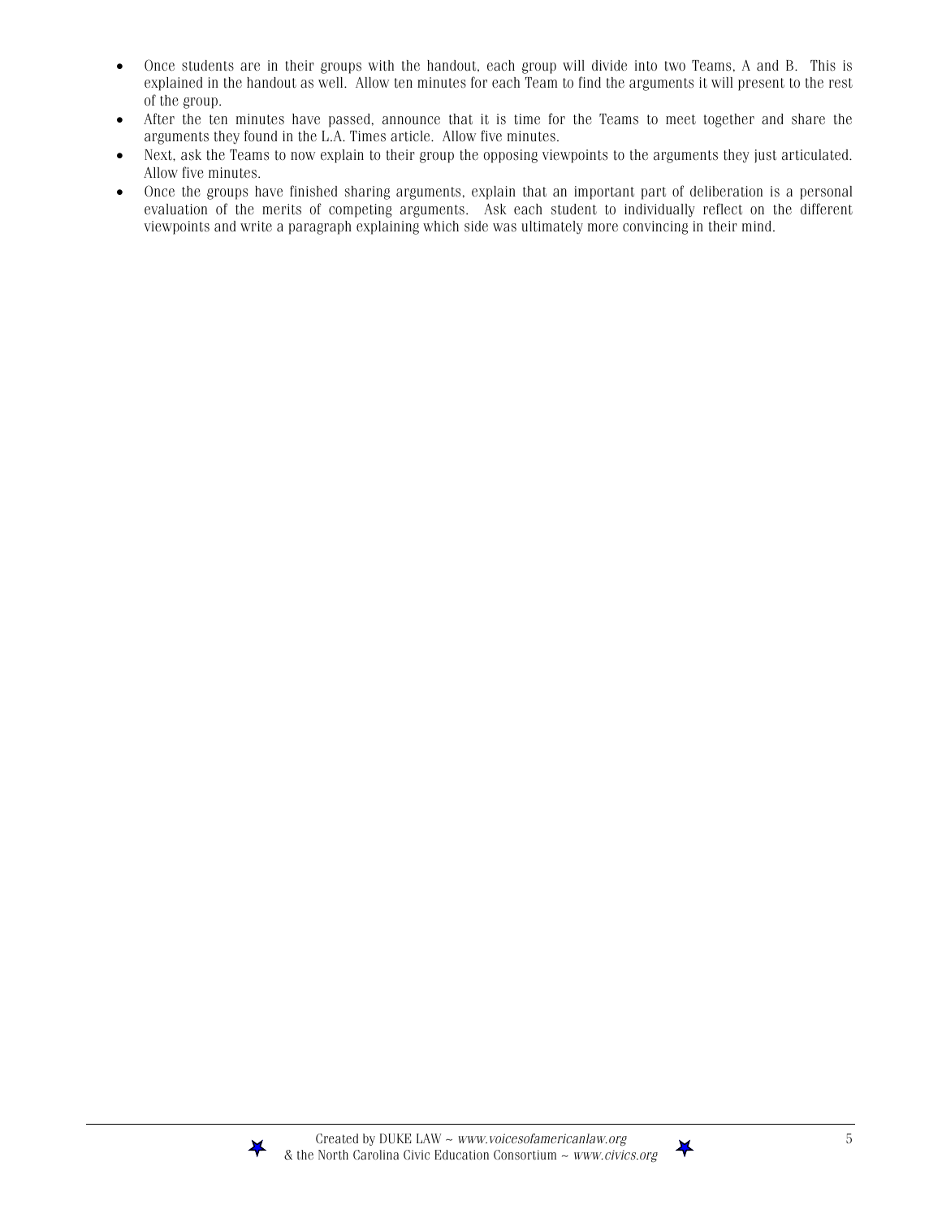- Once students are in their groups with the handout, each group will divide into two Teams, A and B. This is explained in the handout as well. Allow ten minutes for each Team to find the arguments it will present to the rest of the group.
- After the ten minutes have passed, announce that it is time for the Teams to meet together and share the arguments they found in the L.A. Times article. Allow five minutes.
- Next, ask the Teams to now explain to their group the opposing viewpoints to the arguments they just articulated. Allow five minutes.
- Once the groups have finished sharing arguments, explain that an important part of deliberation is a personal evaluation of the merits of competing arguments. Ask each student to individually reflect on the different viewpoints and write a paragraph explaining which side was ultimately more convincing in their mind.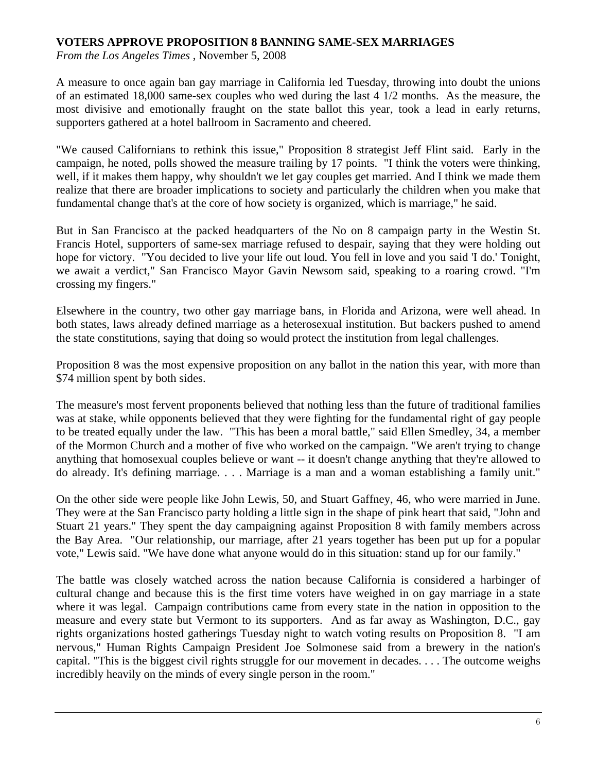**VOTERS APPROVE PROPOSITION 8 BANNING SAME-SEX MARRIAGES**

*From the Los Angeles Times* , November 5, 2008

A measure to once again ban gay marriage in California led Tuesday, throwing into doubt the unions of an estimated 18,000 same-sex couples who wed during the last 4 1/2 months. As the measure, the most divisive and emotionally fraught on the state ballot this year, took a lead in early returns, supporters gathered at a hotel ballroom in Sacramento and cheered.

"We caused Californians to rethink this issue," Proposition 8 strategist Jeff Flint said. Early in the campaign, he noted, polls showed the measure trailing by 17 points. "I think the voters were thinking, well, if it makes them happy, why shouldn't we let gay couples get married. And I think we made them realize that there are broader implications to society and particularly the children when you make that fundamental change that's at the core of how society is organized, which is marriage," he said.

But in San Francisco at the packed headquarters of the No on 8 campaign party in the Westin St. Francis Hotel, supporters of same-sex marriage refused to despair, saying that they were holding out hope for victory. "You decided to live your life out loud. You fell in love and you said 'I do.' Tonight, we await a verdict," San Francisco Mayor Gavin Newsom said, speaking to a roaring crowd. "I'm crossing my fingers."

Elsewhere in the country, two other gay marriage bans, in Florida and Arizona, were well ahead. In both states, laws already defined marriage as a heterosexual institution. But backers pushed to amend the state constitutions, saying that doing so would protect the institution from legal challenges.

Proposition 8 was the most expensive proposition on any ballot in the nation this year, with more than $74 million spent by both sides.

The measure's most fervent proponents believed that nothing less than the future of traditional families was at stake, while opponents believed that they were fighting for the fundamental right of gay people to be treated equally under the law. "This has been a moral battle," said Ellen Smedley, 34, a member of the Mormon Church and a mother of five who worked on the campaign. "We aren't trying to change anything that homosexual couples believe or want -- it doesn't change anything that they're allowed to do already. It's defining marriage. . . . Marriage is a man and a woman establishing a family unit."

On the other side were people like John Lewis, 50, and Stuart Gaffney, 46, who were married in June. They were at the San Francisco party holding a little sign in the shape of pink heart that said, "John and Stuart 21 years." They spent the day campaigning against Proposition 8 with family members across the Bay Area. "Our relationship, our marriage, after 21 years together has been put up for a popular vote," Lewis said. "We have done what anyone would do in this situation: stand up for our family."

The battle was closely watched across the nation because California is considered a harbinger of cultural change and because this is the first time voters have weighed in on gay marriage in a state where it was legal. Campaign contributions came from every state in the nation in opposition to the measure and every state but Vermont to its supporters. And as far away as Washington, D.C., gay rights organizations hosted gatherings Tuesday night to watch voting results on Proposition 8. "I am nervous," Human Rights Campaign President Joe Solmonese said from a brewery in the nation's capital. "This is the biggest civil rights struggle for our movement in decades. . . . The outcome weighs incredibly heavily on the minds of every single person in the room."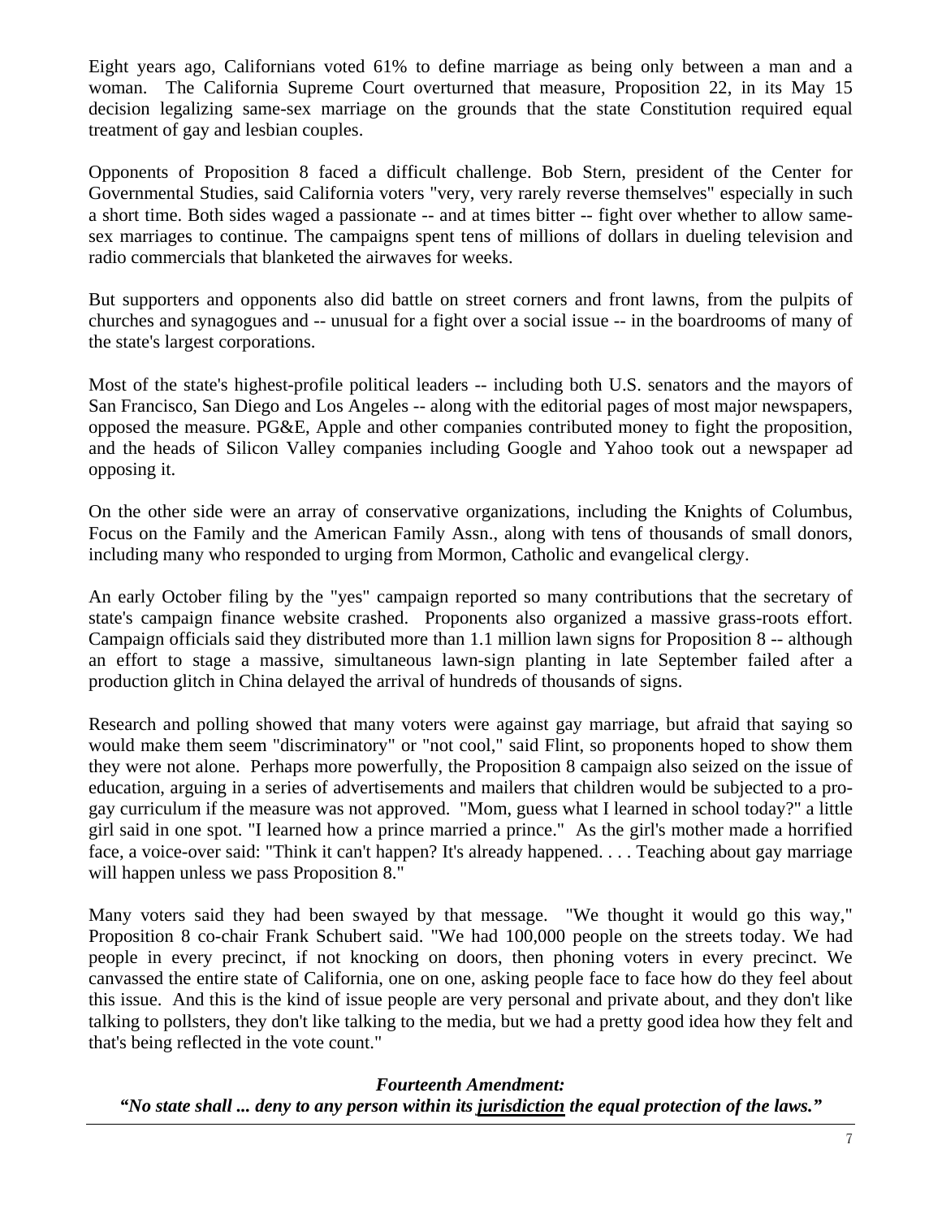Eight years ago, Californians voted 61% to define marriage as being only between a man and a woman. The California Supreme Court overturned that measure, Proposition 22, in its May 15 decision legalizing same-sex marriage on the grounds that the state Constitution required equal treatment of gay and lesbian couples.

Opponents of Proposition 8 faced a difficult challenge. Bob Stern, president of the Center for Governmental Studies, said California voters "very, very rarely reverse themselves" especially in such a short time. Both sides waged a passionate -- and at times bitter -- fight over whether to allow same-sex marriages to continue. The campaigns spent tens of millions of dollars in dueling television and radio commercials that blanketed the airwaves for weeks.

But supporters and opponents also did battle on street corners and front lawns, from the pulpits of churches and synagogues and -- unusual for a fight over a social issue -- in the boardrooms of many of the state's largest corporations.

Most of the state's highest-profile political leaders -- including both U.S. senators and the mayors of San Francisco, San Diego and Los Angeles -- along with the editorial pages of most major newspapers, opposed the measure. PG&E, Apple and other companies contributed money to fight the proposition, and the heads of Silicon Valley companies including Google and Yahoo took out a newspaper ad opposing it.

On the other side were an array of conservative organizations, including the Knights of Columbus, Focus on the Family and the American Family Assn., along with tens of thousands of small donors, including many who responded to urging from Mormon, Catholic and evangelical clergy.

An early October filing by the "yes" campaign reported so many contributions that the secretary of state's campaign finance website crashed. Proponents also organized a massive grass-roots effort. Campaign officials said they distributed more than 1.1 million lawn signs for Proposition 8 -- although an effort to stage a massive, simultaneous lawn-sign planting in late September failed after a production glitch in China delayed the arrival of hundreds of thousands of signs.

Research and polling showed that many voters were against gay marriage, but afraid that saying so would make them seem "discriminatory" or "not cool," said Flint, so proponents hoped to show them they were not alone. Perhaps more powerfully, the Proposition 8 campaign also seized on the issue of education, arguing in a series of advertisements and mailers that children would be subjected to a pro-gay curriculum if the measure was not approved. "Mom, guess what I learned in school today?" a little girl said in one spot. "I learned how a prince married a prince." As the girl's mother made a horrified face, a voice-over said: "Think it can't happen? It's already happened. . . . Teaching about gay marriage will happen unless we pass Proposition 8."

Many voters said they had been swayed by that message. "We thought it would go this way," Proposition 8 co-chair Frank Schubert said. "We had 100,000 people on the streets today. We had people in every precinct, if not knocking on doors, then phoning voters in every precinct. We canvassed the entire state of California, one on one, asking people face to face how do they feel about this issue. And this is the kind of issue people are very personal and private about, and they don't like talking to pollsters, they don't like talking to the media, but we had a pretty good idea how they felt and that's being reflected in the vote count."

***Fourteenth Amendment:***
***"No state shall ... deny to any person within its <u>jurisdiction</u> the equal protection of the laws."***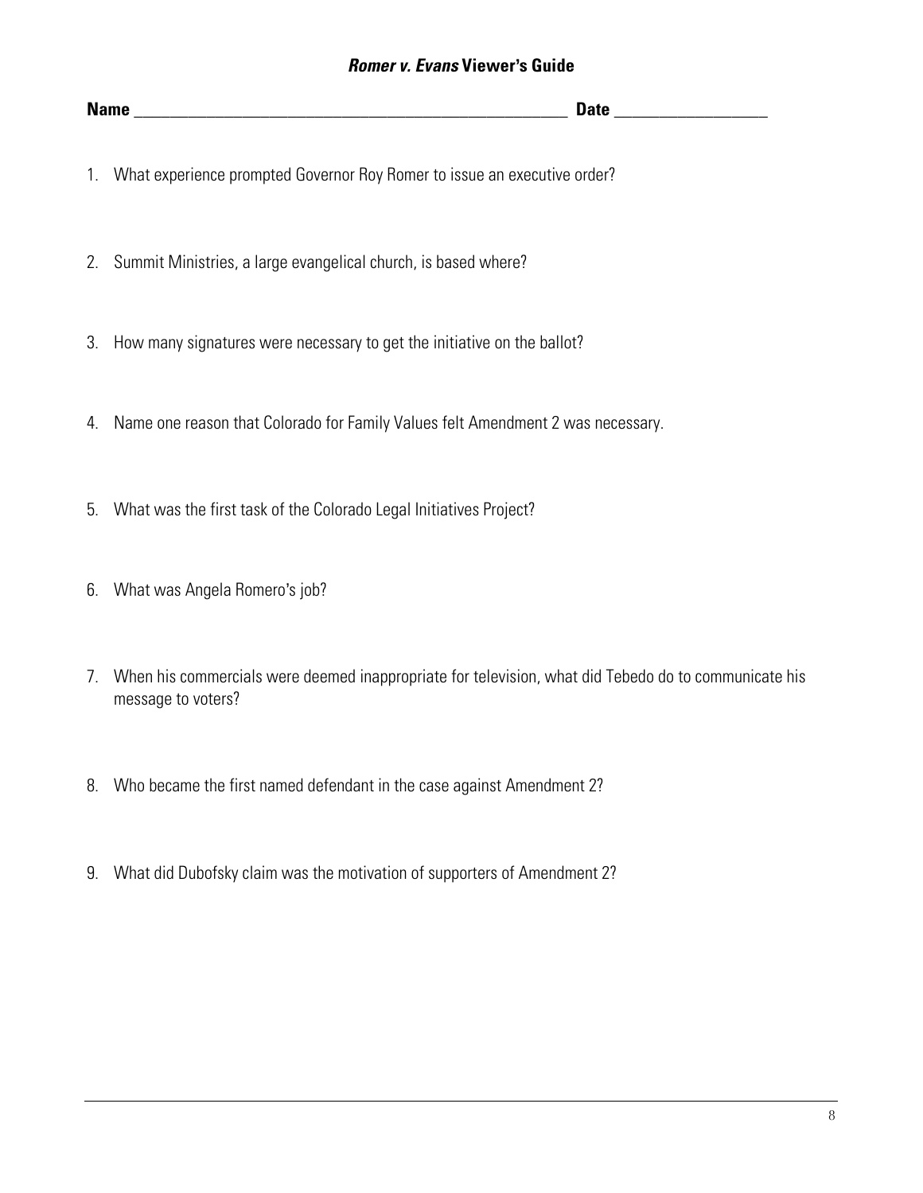## *Romer v. Evans* Viewer's Guide

**Name** ______________________________________________ **Date** ________________

1. What experience prompted Governor Roy Romer to issue an executive order?

2. Summit Ministries, a large evangelical church, is based where?

3. How many signatures were necessary to get the initiative on the ballot?

4. Name one reason that Colorado for Family Values felt Amendment 2 was necessary.

5. What was the first task of the Colorado Legal Initiatives Project?

6. What was Angela Romero's job?

7. When his commercials were deemed inappropriate for television, what did Tebedo do to communicate his message to voters?

8. Who became the first named defendant in the case against Amendment 2?

9. What did Dubofsky claim was the motivation of supporters of Amendment 2?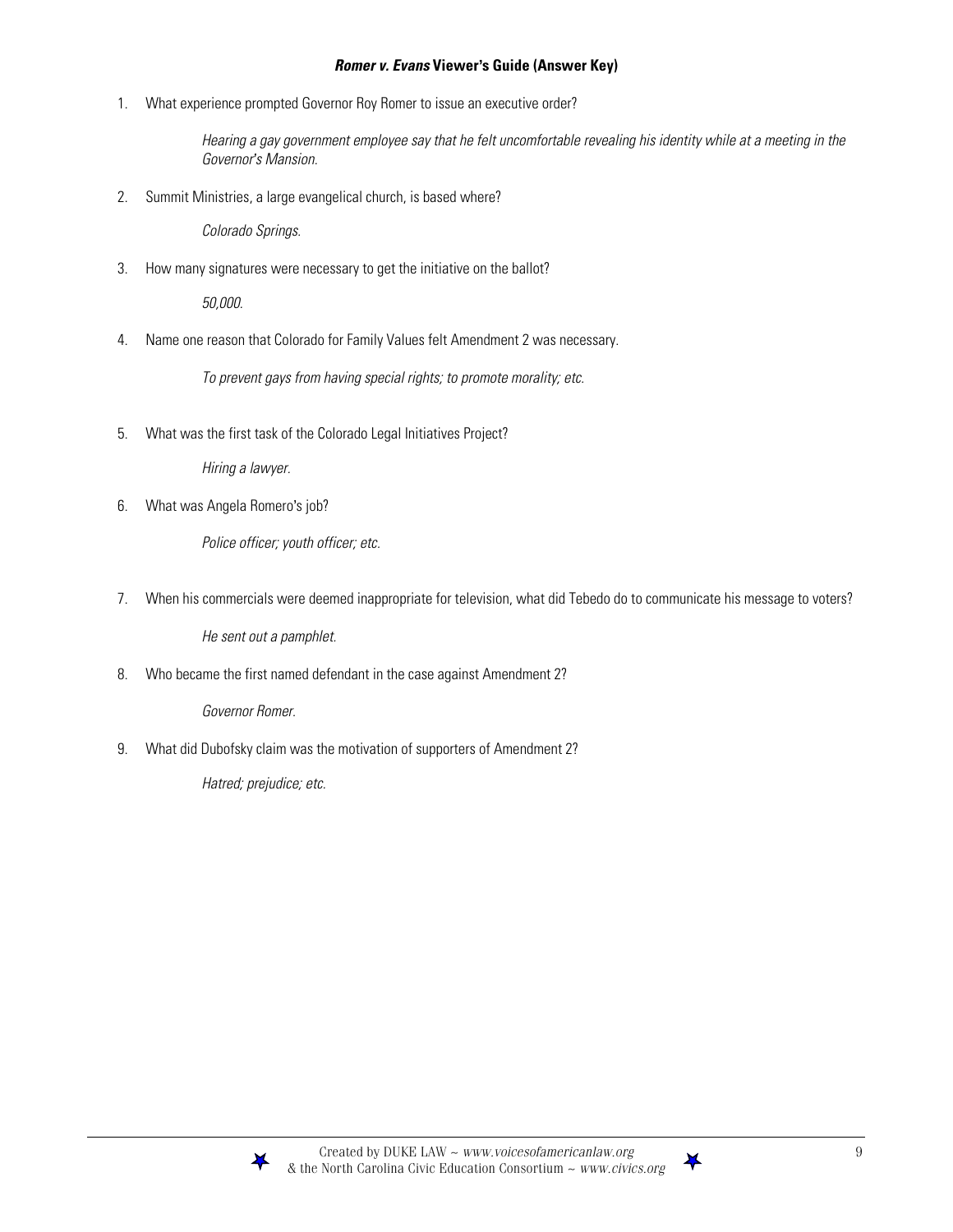## ***Romer v. Evans*** **Viewer's Guide (Answer Key)**

1. What experience prompted Governor Roy Romer to issue an executive order?

   *Hearing a gay government employee say that he felt uncomfortable revealing his identity while at a meeting in the Governor's Mansion.*

2. Summit Ministries, a large evangelical church, is based where?

   *Colorado Springs.*

3. How many signatures were necessary to get the initiative on the ballot?

   *50,000.*

4. Name one reason that Colorado for Family Values felt Amendment 2 was necessary.

   *To prevent gays from having special rights; to promote morality; etc.*

5. What was the first task of the Colorado Legal Initiatives Project?

   *Hiring a lawyer.*

6. What was Angela Romero's job?

   *Police officer; youth officer; etc.*

7. When his commercials were deemed inappropriate for television, what did Tebedo do to communicate his message to voters?

   *He sent out a pamphlet.*

8. Who became the first named defendant in the case against Amendment 2?

   *Governor Romer.*

9. What did Dubofsky claim was the motivation of supporters of Amendment 2?

   *Hatred; prejudice; etc.*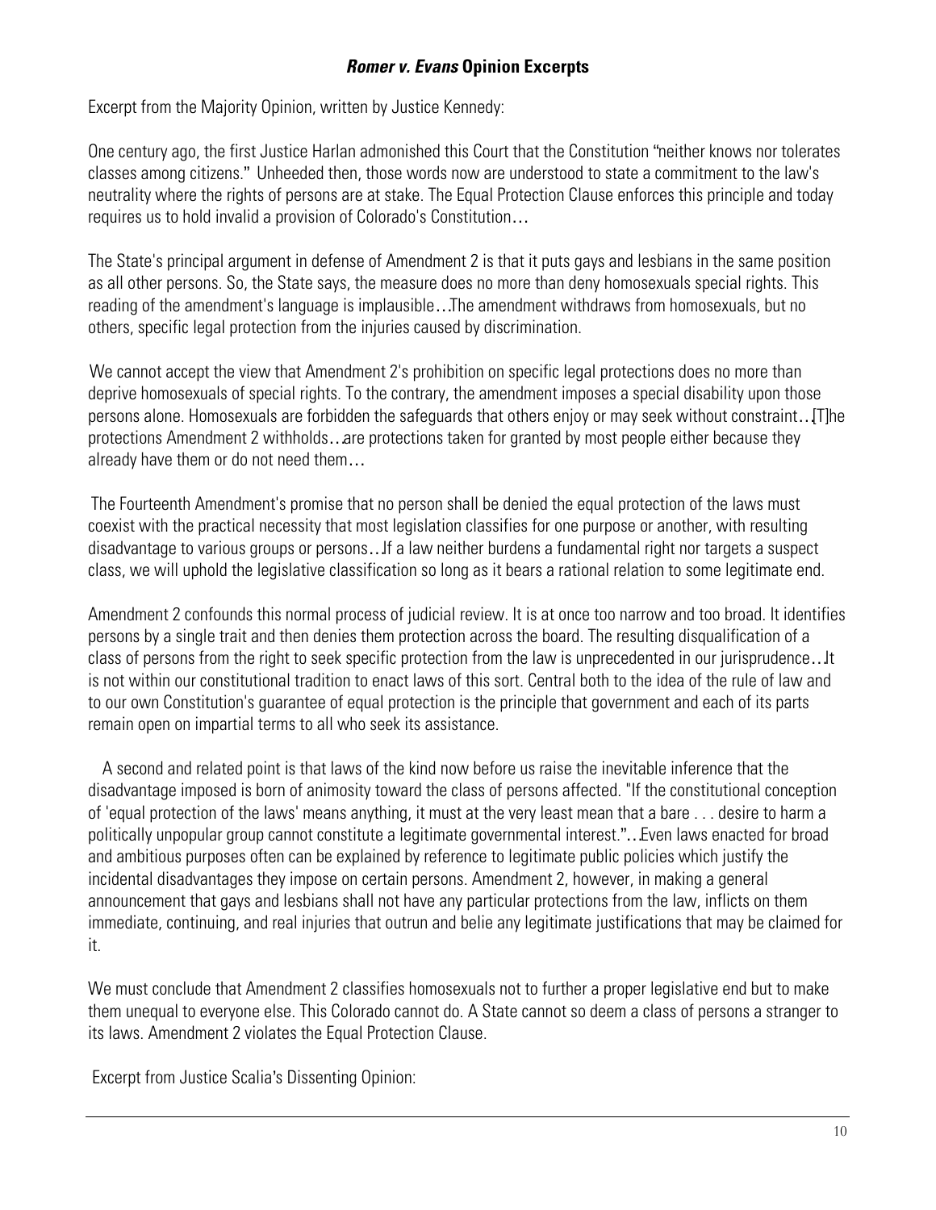# *Romer v. Evans* Opinion Excerpts

Excerpt from the Majority Opinion, written by Justice Kennedy:

One century ago, the first Justice Harlan admonished this Court that the Constitution "neither knows nor tolerates classes among citizens." Unheeded then, those words now are understood to state a commitment to the law's neutrality where the rights of persons are at stake. The Equal Protection Clause enforces this principle and today requires us to hold invalid a provision of Colorado's Constitution…

The State's principal argument in defense of Amendment 2 is that it puts gays and lesbians in the same position as all other persons. So, the State says, the measure does no more than deny homosexuals special rights. This reading of the amendment's language is implausible…The amendment withdraws from homosexuals, but no others, specific legal protection from the injuries caused by discrimination.

We cannot accept the view that Amendment 2's prohibition on specific legal protections does no more than deprive homosexuals of special rights. To the contrary, the amendment imposes a special disability upon those persons alone. Homosexuals are forbidden the safeguards that others enjoy or may seek without constraint…[T]he protections Amendment 2 withholds…are protections taken for granted by most people either because they already have them or do not need them…

The Fourteenth Amendment's promise that no person shall be denied the equal protection of the laws must coexist with the practical necessity that most legislation classifies for one purpose or another, with resulting disadvantage to various groups or persons…If a law neither burdens a fundamental right nor targets a suspect class, we will uphold the legislative classification so long as it bears a rational relation to some legitimate end.

Amendment 2 confounds this normal process of judicial review. It is at once too narrow and too broad. It identifies persons by a single trait and then denies them protection across the board. The resulting disqualification of a class of persons from the right to seek specific protection from the law is unprecedented in our jurisprudence…It is not within our constitutional tradition to enact laws of this sort. Central both to the idea of the rule of law and to our own Constitution's guarantee of equal protection is the principle that government and each of its parts remain open on impartial terms to all who seek its assistance.

A second and related point is that laws of the kind now before us raise the inevitable inference that the disadvantage imposed is born of animosity toward the class of persons affected. "If the constitutional conception of 'equal protection of the laws' means anything, it must at the very least mean that a bare . . . desire to harm a politically unpopular group cannot constitute a legitimate governmental interest."…Even laws enacted for broad and ambitious purposes often can be explained by reference to legitimate public policies which justify the incidental disadvantages they impose on certain persons. Amendment 2, however, in making a general announcement that gays and lesbians shall not have any particular protections from the law, inflicts on them immediate, continuing, and real injuries that outrun and belie any legitimate justifications that may be claimed for it.

We must conclude that Amendment 2 classifies homosexuals not to further a proper legislative end but to make them unequal to everyone else. This Colorado cannot do. A State cannot so deem a class of persons a stranger to its laws. Amendment 2 violates the Equal Protection Clause.

Excerpt from Justice Scalia's Dissenting Opinion: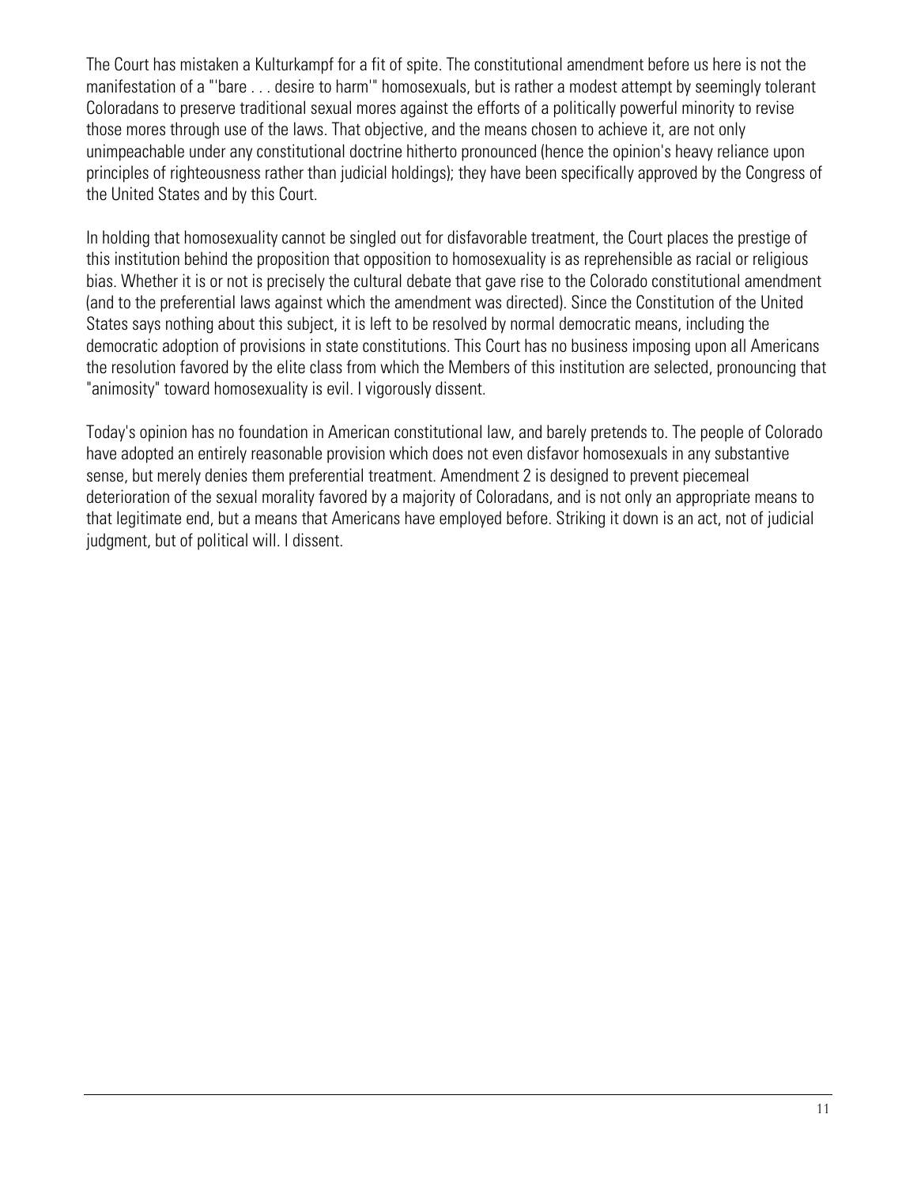The Court has mistaken a Kulturkampf for a fit of spite. The constitutional amendment before us here is not the manifestation of a "'bare . . . desire to harm'" homosexuals, but is rather a modest attempt by seemingly tolerant Coloradans to preserve traditional sexual mores against the efforts of a politically powerful minority to revise those mores through use of the laws. That objective, and the means chosen to achieve it, are not only unimpeachable under any constitutional doctrine hitherto pronounced (hence the opinion's heavy reliance upon principles of righteousness rather than judicial holdings); they have been specifically approved by the Congress of the United States and by this Court.

In holding that homosexuality cannot be singled out for disfavorable treatment, the Court places the prestige of this institution behind the proposition that opposition to homosexuality is as reprehensible as racial or religious bias. Whether it is or not is precisely the cultural debate that gave rise to the Colorado constitutional amendment (and to the preferential laws against which the amendment was directed). Since the Constitution of the United States says nothing about this subject, it is left to be resolved by normal democratic means, including the democratic adoption of provisions in state constitutions. This Court has no business imposing upon all Americans the resolution favored by the elite class from which the Members of this institution are selected, pronouncing that "animosity" toward homosexuality is evil. I vigorously dissent.

Today's opinion has no foundation in American constitutional law, and barely pretends to. The people of Colorado have adopted an entirely reasonable provision which does not even disfavor homosexuals in any substantive sense, but merely denies them preferential treatment. Amendment 2 is designed to prevent piecemeal deterioration of the sexual morality favored by a majority of Coloradans, and is not only an appropriate means to that legitimate end, but a means that Americans have employed before. Striking it down is an act, not of judicial judgment, but of political will. I dissent.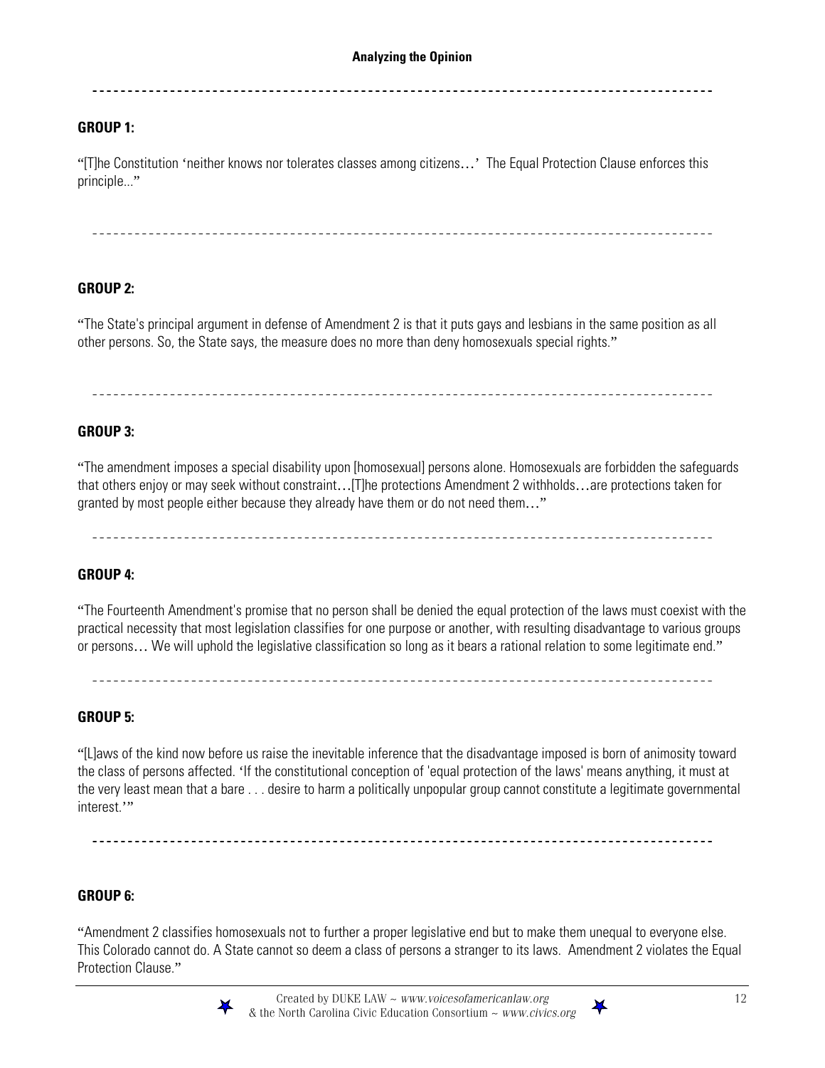## Analyzing the Opinion

---

**GROUP 1:**

"[T]he Constitution 'neither knows nor tolerates classes among citizens…' The Equal Protection Clause enforces this principle..."

---

**GROUP 2:**

"The State's principal argument in defense of Amendment 2 is that it puts gays and lesbians in the same position as all other persons. So, the State says, the measure does no more than deny homosexuals special rights."

---

**GROUP 3:**

"The amendment imposes a special disability upon [homosexual] persons alone. Homosexuals are forbidden the safeguards that others enjoy or may seek without constraint…[T]he protections Amendment 2 withholds…are protections taken for granted by most people either because they already have them or do not need them…"

---

**GROUP 4:**

"The Fourteenth Amendment's promise that no person shall be denied the equal protection of the laws must coexist with the practical necessity that most legislation classifies for one purpose or another, with resulting disadvantage to various groups or persons… We will uphold the legislative classification so long as it bears a rational relation to some legitimate end."

---

**GROUP 5:**

"[L]aws of the kind now before us raise the inevitable inference that the disadvantage imposed is born of animosity toward the class of persons affected. 'If the constitutional conception of 'equal protection of the laws' means anything, it must at the very least mean that a bare . . . desire to harm a politically unpopular group cannot constitute a legitimate governmental interest.'"

---

**GROUP 6:**

"Amendment 2 classifies homosexuals not to further a proper legislative end but to make them unequal to everyone else. This Colorado cannot do. A State cannot so deem a class of persons a stranger to its laws. Amendment 2 violates the Equal Protection Clause."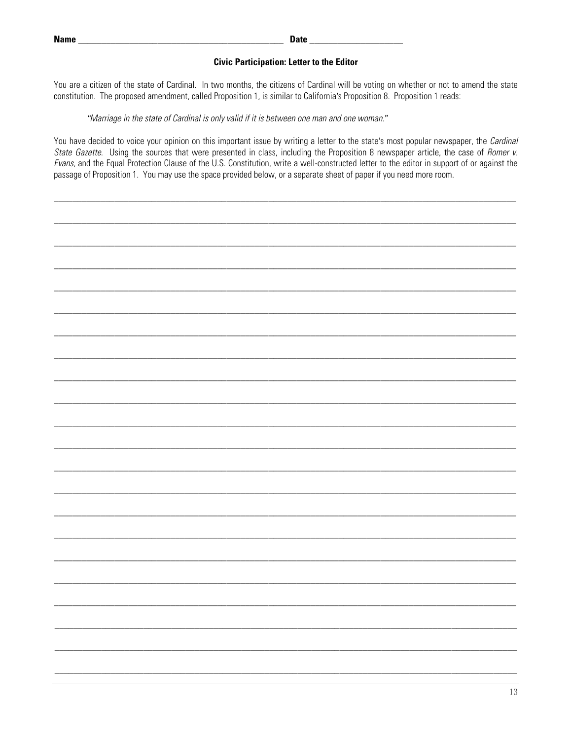Name ______________________________ Date ______________

### Civic Participation: Letter to the Editor

You are a citizen of the state of Cardinal. In two months, the citizens of Cardinal will be voting on whether or not to amend the state constitution. The proposed amendment, called Proposition 1, is similar to California's Proposition 8. Proposition 1 reads:

> *"Marriage in the state of Cardinal is only valid if it is between one man and one woman."*

You have decided to voice your opinion on this important issue by writing a letter to the state's most popular newspaper, the *Cardinal State Gazette*. Using the sources that were presented in class, including the Proposition 8 newspaper article, the case of *Romer v. Evans*, and the Equal Protection Clause of the U.S. Constitution, write a well-constructed letter to the editor in support of or against the passage of Proposition 1. You may use the space provided below, or a separate sheet of paper if you need more room.

______________________________________________________________________________

______________________________________________________________________________

______________________________________________________________________________

______________________________________________________________________________

______________________________________________________________________________

______________________________________________________________________________

______________________________________________________________________________

______________________________________________________________________________

______________________________________________________________________________

______________________________________________________________________________

______________________________________________________________________________

______________________________________________________________________________

______________________________________________________________________________

______________________________________________________________________________

______________________________________________________________________________

______________________________________________________________________________

______________________________________________________________________________

______________________________________________________________________________

______________________________________________________________________________

______________________________________________________________________________

______________________________________________________________________________

______________________________________________________________________________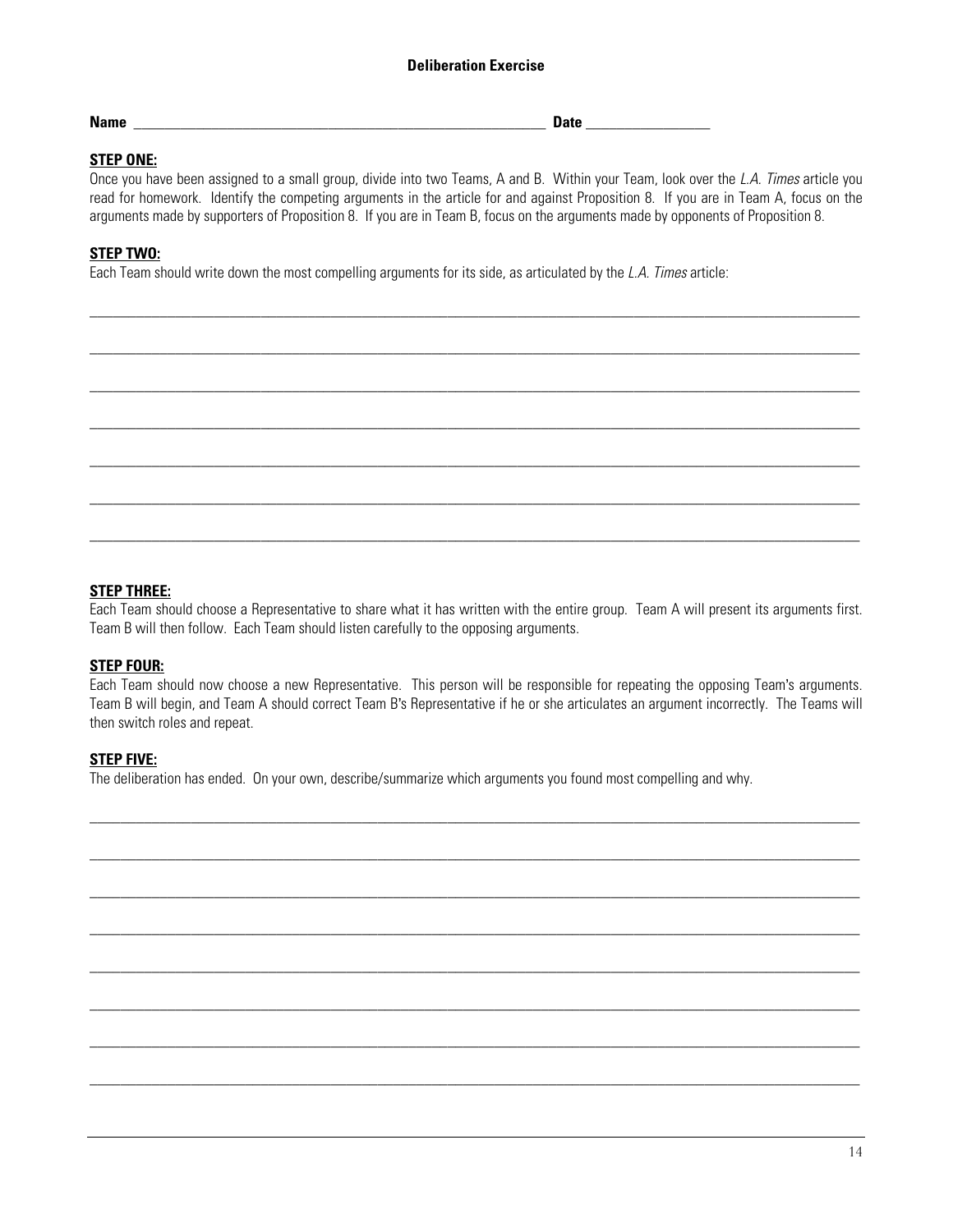# Deliberation Exercise

**Name** ________________________________________________ **Date** _______________

**STEP ONE:**

Once you have been assigned to a small group, divide into two Teams, A and B. Within your Team, look over the *L.A. Times* article you read for homework. Identify the competing arguments in the article for and against Proposition 8. If you are in Team A, focus on the arguments made by supporters of Proposition 8. If you are in Team B, focus on the arguments made by opponents of Proposition 8.

**STEP TWO:**

Each Team should write down the most compelling arguments for its side, as articulated by the *L.A. Times* article:

______________________________________________________________________________

______________________________________________________________________________

______________________________________________________________________________

______________________________________________________________________________

______________________________________________________________________________

______________________________________________________________________________

______________________________________________________________________________

**STEP THREE:**

Each Team should choose a Representative to share what it has written with the entire group. Team A will present its arguments first. Team B will then follow. Each Team should listen carefully to the opposing arguments.

**STEP FOUR:**

Each Team should now choose a new Representative. This person will be responsible for repeating the opposing Team's arguments. Team B will begin, and Team A should correct Team B's Representative if he or she articulates an argument incorrectly. The Teams will then switch roles and repeat.

**STEP FIVE:**

The deliberation has ended. On your own, describe/summarize which arguments you found most compelling and why.

______________________________________________________________________________

______________________________________________________________________________

______________________________________________________________________________

______________________________________________________________________________

______________________________________________________________________________

______________________________________________________________________________

______________________________________________________________________________

______________________________________________________________________________